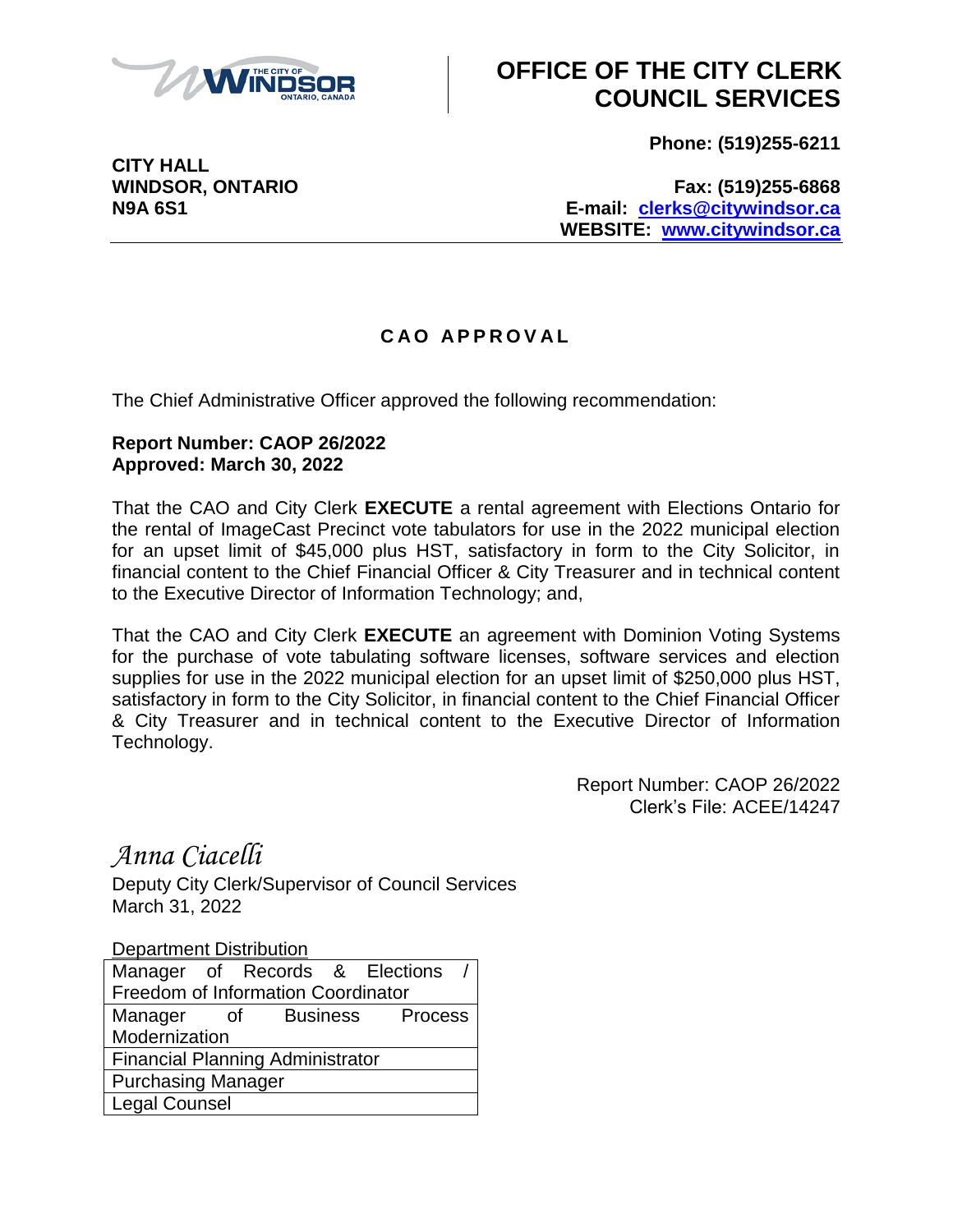# OFFICE OF THE CITY CLERK COUNCIL SERVICES

**CITY HALL**
**WINDSOR, ONTARIO**
**N9A 6S1**

**Phone: (519)255-6211**

**Fax: (519)255-6868**
**E-mail: clerks@citywindsor.ca**
**WEBSITE: www.citywindsor.ca**

---

## CAO APPROVAL

The Chief Administrative Officer approved the following recommendation:

**Report Number: CAOP 26/2022**
**Approved: March 30, 2022**

That the CAO and City Clerk **EXECUTE** a rental agreement with Elections Ontario for the rental of ImageCast Precinct vote tabulators for use in the 2022 municipal election for an upset limit of $45,000 plus HST, satisfactory in form to the City Solicitor, in financial content to the Chief Financial Officer & City Treasurer and in technical content to the Executive Director of Information Technology; and,

That the CAO and City Clerk **EXECUTE** an agreement with Dominion Voting Systems for the purchase of vote tabulating software licenses, software services and election supplies for use in the 2022 municipal election for an upset limit of $250,000 plus HST, satisfactory in form to the City Solicitor, in financial content to the Chief Financial Officer & City Treasurer and in technical content to the Executive Director of Information Technology.

Report Number: CAOP 26/2022
Clerk's File: ACEE/14247

*Anna Ciacelli*
Deputy City Clerk/Supervisor of Council Services
March 31, 2022

Department Distribution

| Department Distribution |
|---|
| Manager of Records & Elections / Freedom of Information Coordinator |
| Manager of Business Process Modernization |
| Financial Planning Administrator |
| Purchasing Manager |
| Legal Counsel |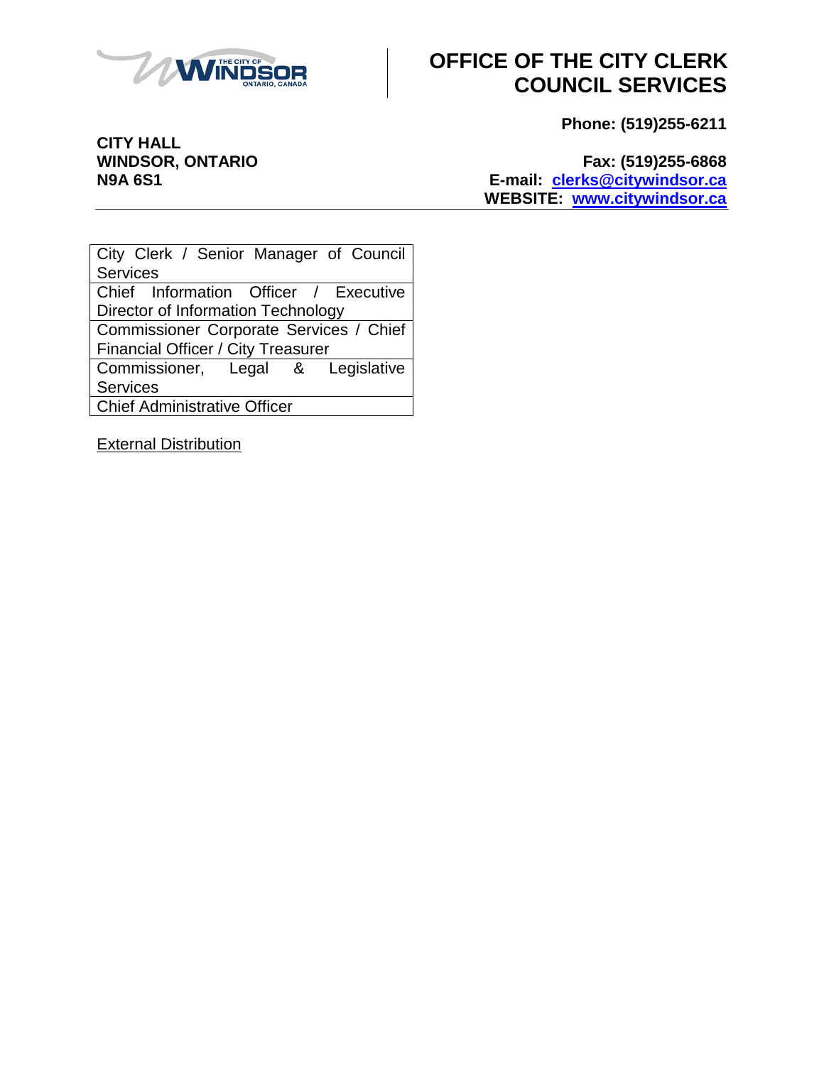# OFFICE OF THE CITY CLERK
# COUNCIL SERVICES

**Phone: (519)255-6211**

**CITY HALL**
**WINDSOR, ONTARIO**
**N9A 6S1**

**Fax: (519)255-6868**
**E-mail: clerks@citywindsor.ca**
**WEBSITE: www.citywindsor.ca**

| |
|---|
| City Clerk / Senior Manager of Council Services |
| Chief Information Officer / Executive Director of Information Technology |
| Commissioner Corporate Services / Chief Financial Officer / City Treasurer |
| Commissioner, Legal & Legislative Services |
| Chief Administrative Officer |

External Distribution